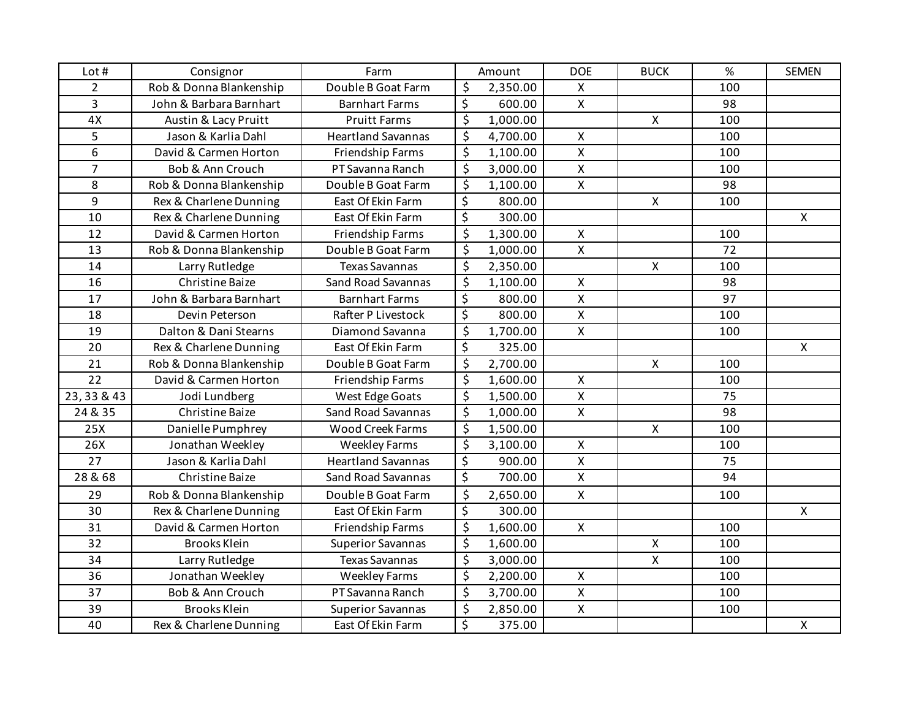| Lot # | Consignor | Farm | Amount | DOE | BUCK | % | SEMEN |
|---|---|---|---|---|---|---|---|
| 2 | Rob & Donna Blankenship | Double B Goat Farm | $ 2,350.00 | X | | 100 | |
| 3 | John & Barbara Barnhart | Barnhart Farms | $ 600.00 | X | | 98 | |
| 4X | Austin & Lacy Pruitt | Pruitt Farms | $ 1,000.00 | | X | 100 | |
| 5 | Jason & Karlia Dahl | Heartland Savannas | $ 4,700.00 | X | | 100 | |
| 6 | David & Carmen Horton | Friendship Farms | $ 1,100.00 | X | | 100 | |
| 7 | Bob & Ann Crouch | PT Savanna Ranch | $ 3,000.00 | X | | 100 | |
| 8 | Rob & Donna Blankenship | Double B Goat Farm | $ 1,100.00 | X | | 98 | |
| 9 | Rex & Charlene Dunning | East Of Ekin Farm | $ 800.00 | | X | 100 | |
| 10 | Rex & Charlene Dunning | East Of Ekin Farm | $ 300.00 | | | | X |
| 12 | David & Carmen Horton | Friendship Farms | $ 1,300.00 | X | | 100 | |
| 13 | Rob & Donna Blankenship | Double B Goat Farm | $ 1,000.00 | X | | 72 | |
| 14 | Larry Rutledge | Texas Savannas | $ 2,350.00 | | X | 100 | |
| 16 | Christine Baize | Sand Road Savannas | $ 1,100.00 | X | | 98 | |
| 17 | John & Barbara Barnhart | Barnhart Farms | $ 800.00 | X | | 97 | |
| 18 | Devin Peterson | Rafter P Livestock | $ 800.00 | X | | 100 | |
| 19 | Dalton & Dani Stearns | Diamond Savanna | $ 1,700.00 | X | | 100 | |
| 20 | Rex & Charlene Dunning | East Of Ekin Farm | $ 325.00 | | | | X |
| 21 | Rob & Donna Blankenship | Double B Goat Farm | $ 2,700.00 | | X | 100 | |
| 22 | David & Carmen Horton | Friendship Farms | $ 1,600.00 | X | | 100 | |
| 23, 33 & 43 | Jodi Lundberg | West Edge Goats | $ 1,500.00 | X | | 75 | |
| 24 & 35 | Christine Baize | Sand Road Savannas | $ 1,000.00 | X | | 98 | |
| 25X | Danielle Pumphrey | Wood Creek Farms | $ 1,500.00 | | X | 100 | |
| 26X | Jonathan Weekley | Weekley Farms | $ 3,100.00 | X | | 100 | |
| 27 | Jason & Karlia Dahl | Heartland Savannas | $ 900.00 | X | | 75 | |
| 28 & 68 | Christine Baize | Sand Road Savannas | $ 700.00 | X | | 94 | |
| 29 | Rob & Donna Blankenship | Double B Goat Farm | $ 2,650.00 | X | | 100 | |
| 30 | Rex & Charlene Dunning | East Of Ekin Farm | $ 300.00 | | | | X |
| 31 | David & Carmen Horton | Friendship Farms | $ 1,600.00 | X | | 100 | |
| 32 | Brooks Klein | Superior Savannas | $ 1,600.00 | | X | 100 | |
| 34 | Larry Rutledge | Texas Savannas | $ 3,000.00 | | X | 100 | |
| 36 | Jonathan Weekley | Weekley Farms | $ 2,200.00 | X | | 100 | |
| 37 | Bob & Ann Crouch | PT Savanna Ranch | $ 3,700.00 | X | | 100 | |
| 39 | Brooks Klein | Superior Savannas | $ 2,850.00 | X | | 100 | |
| 40 | Rex & Charlene Dunning | East Of Ekin Farm | $ 375.00 | | | | X |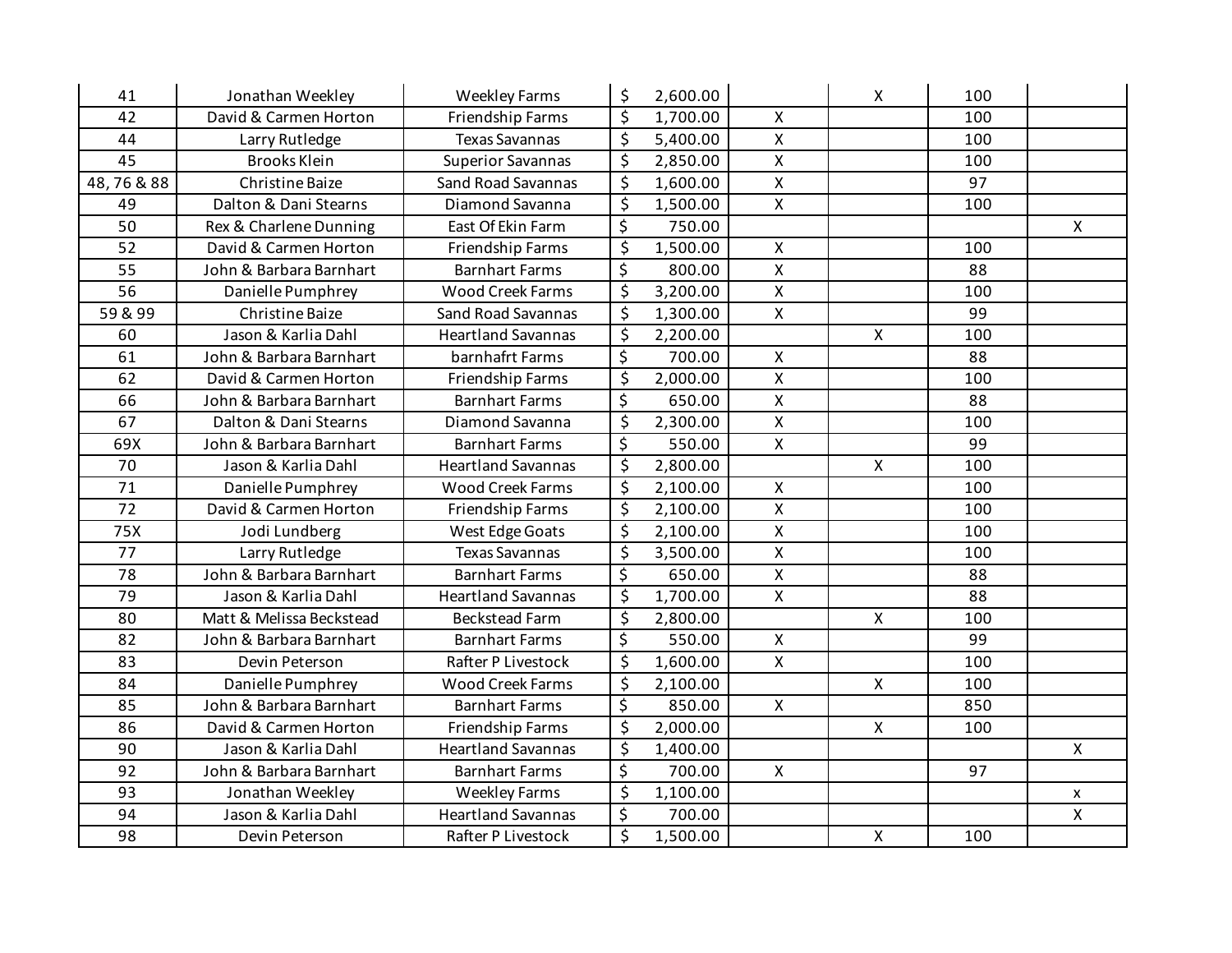| | | | | | | | |
|---|---|---|---|---|---|---|---|
| 41 | Jonathan Weekley | Weekley Farms | $ 2,600.00 | | X | 100 | |
| 42 | David & Carmen Horton | Friendship Farms | $ 1,700.00 | X | | 100 | |
| 44 | Larry Rutledge | Texas Savannas | $ 5,400.00 | X | | 100 | |
| 45 | Brooks Klein | Superior Savannas | $ 2,850.00 | X | | 100 | |
| 48, 76 & 88 | Christine Baize | Sand Road Savannas | $ 1,600.00 | X | | 97 | |
| 49 | Dalton & Dani Stearns | Diamond Savanna | $ 1,500.00 | X | | 100 | |
| 50 | Rex & Charlene Dunning | East Of Ekin Farm | $ 750.00 | | | | X |
| 52 | David & Carmen Horton | Friendship Farms | $ 1,500.00 | X | | 100 | |
| 55 | John & Barbara Barnhart | Barnhart Farms | $ 800.00 | X | | 88 | |
| 56 | Danielle Pumphrey | Wood Creek Farms | $ 3,200.00 | X | | 100 | |
| 59 & 99 | Christine Baize | Sand Road Savannas | $ 1,300.00 | X | | 99 | |
| 60 | Jason & Karlia Dahl | Heartland Savannas | $ 2,200.00 | | X | 100 | |
| 61 | John & Barbara Barnhart | barnhafrt Farms | $ 700.00 | X | | 88 | |
| 62 | David & Carmen Horton | Friendship Farms | $ 2,000.00 | X | | 100 | |
| 66 | John & Barbara Barnhart | Barnhart Farms | $ 650.00 | X | | 88 | |
| 67 | Dalton & Dani Stearns | Diamond Savanna | $ 2,300.00 | X | | 100 | |
| 69X | John & Barbara Barnhart | Barnhart Farms | $ 550.00 | X | | 99 | |
| 70 | Jason & Karlia Dahl | Heartland Savannas | $ 2,800.00 | | X | 100 | |
| 71 | Danielle Pumphrey | Wood Creek Farms | $ 2,100.00 | X | | 100 | |
| 72 | David & Carmen Horton | Friendship Farms | $ 2,100.00 | X | | 100 | |
| 75X | Jodi Lundberg | West Edge Goats | $ 2,100.00 | X | | 100 | |
| 77 | Larry Rutledge | Texas Savannas | $ 3,500.00 | X | | 100 | |
| 78 | John & Barbara Barnhart | Barnhart Farms | $ 650.00 | X | | 88 | |
| 79 | Jason & Karlia Dahl | Heartland Savannas | $ 1,700.00 | X | | 88 | |
| 80 | Matt & Melissa Beckstead | Beckstead Farm | $ 2,800.00 | | X | 100 | |
| 82 | John & Barbara Barnhart | Barnhart Farms | $ 550.00 | X | | 99 | |
| 83 | Devin Peterson | Rafter P Livestock | $ 1,600.00 | X | | 100 | |
| 84 | Danielle Pumphrey | Wood Creek Farms | $ 2,100.00 | | X | 100 | |
| 85 | John & Barbara Barnhart | Barnhart Farms | $ 850.00 | X | | 850 | |
| 86 | David & Carmen Horton | Friendship Farms | $ 2,000.00 | | X | 100 | |
| 90 | Jason & Karlia Dahl | Heartland Savannas | $ 1,400.00 | | | | X |
| 92 | John & Barbara Barnhart | Barnhart Farms | $ 700.00 | X | | 97 | |
| 93 | Jonathan Weekley | Weekley Farms | $ 1,100.00 | | | | x |
| 94 | Jason & Karlia Dahl | Heartland Savannas | $ 700.00 | | | | X |
| 98 | Devin Peterson | Rafter P Livestock | $ 1,500.00 | | X | 100 | |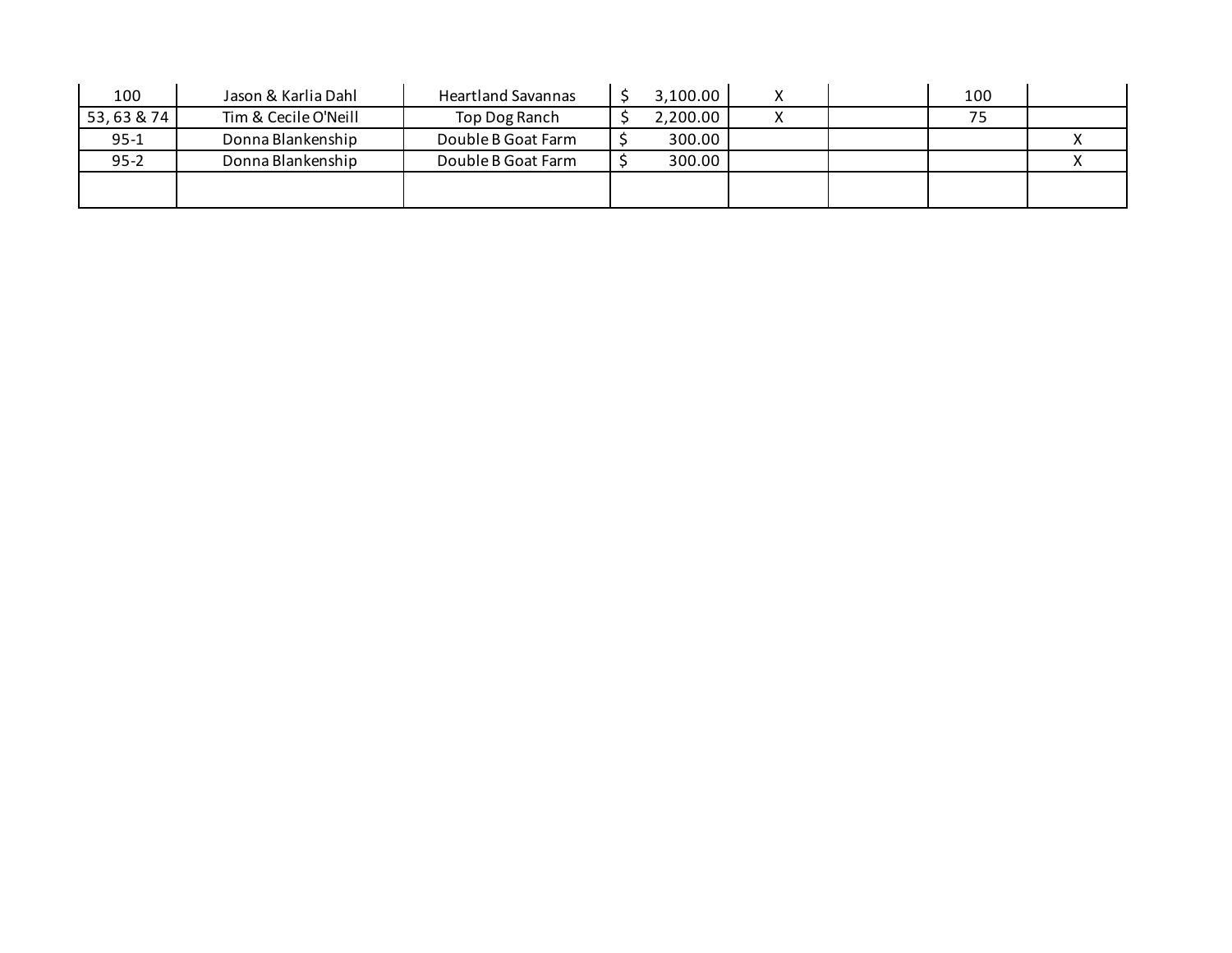| | | | | | | | |
|---|---|---|---|---|---|---|---|
| 100 | Jason & Karlia Dahl | Heartland Savannas | $ 3,100.00 | X | | 100 | |
| 53, 63 & 74 | Tim & Cecile O'Neill | Top Dog Ranch | $ 2,200.00 | X | | 75 | |
| 95-1 | Donna Blankenship | Double B Goat Farm | $ 300.00 | | | | X |
| 95-2 | Donna Blankenship | Double B Goat Farm | $ 300.00 | | | | X |
| | | | | | | | |